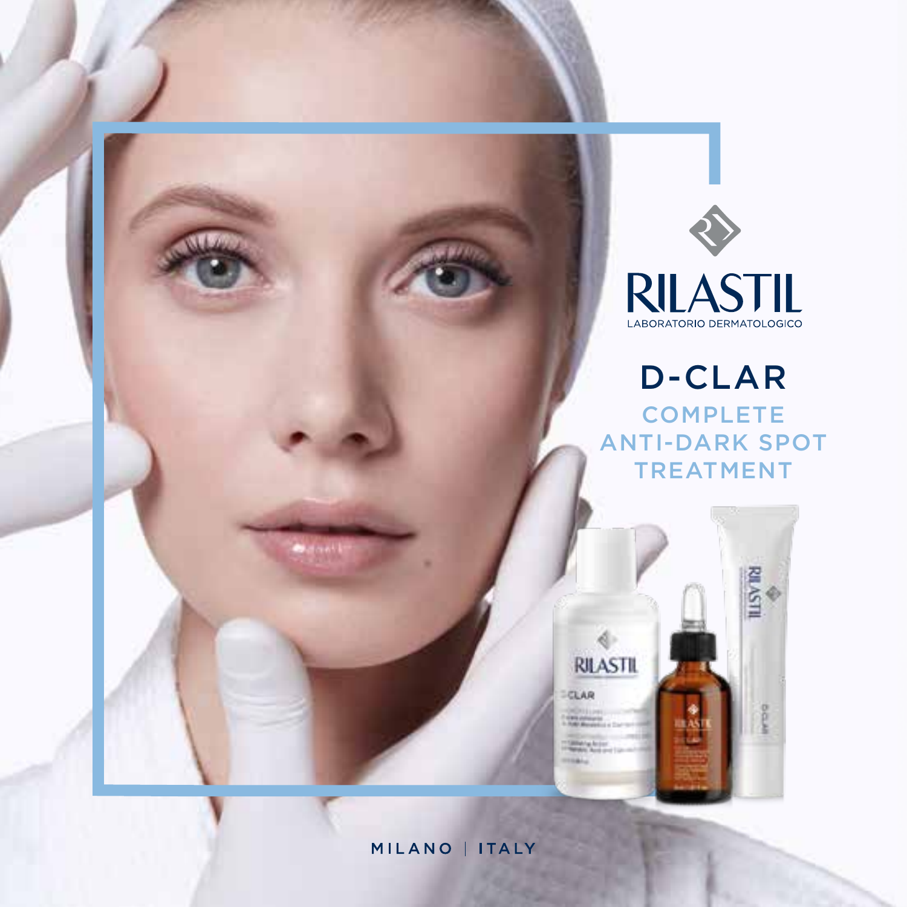# RILASTIL

LABORATORIO DERMATOLOGICO

## D-CLAR

### COMPLETE ANTI-DARK SPOT TREATMENT

MILANO | ITALY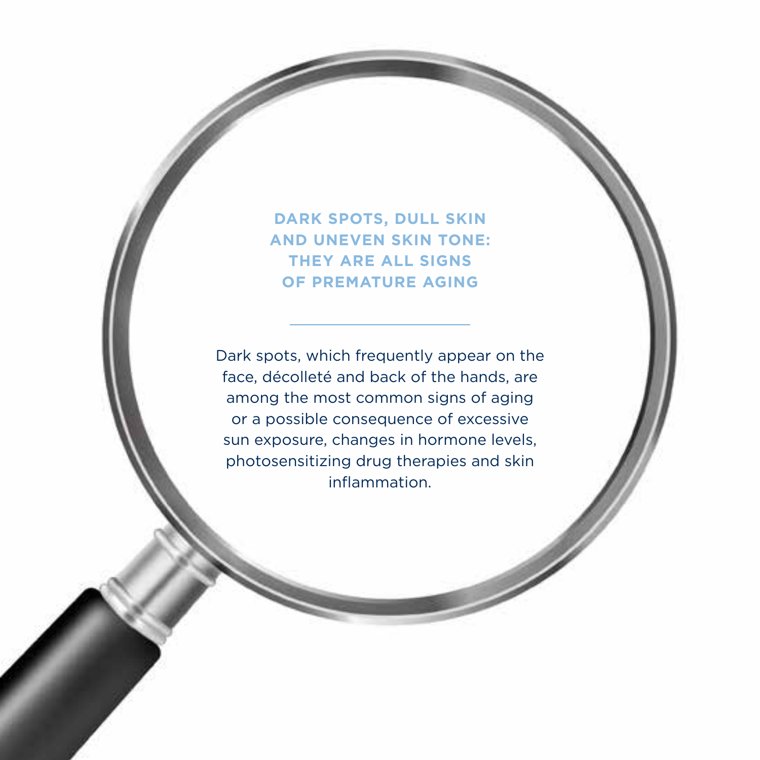## DARK SPOTS, DULL SKIN AND UNEVEN SKIN TONE: THEY ARE ALL SIGNS OF PREMATURE AGING

---

Dark spots, which frequently appear on the face, décolleté and back of the hands, are among the most common signs of aging or a possible consequence of excessive sun exposure, changes in hormone levels, photosensitizing drug therapies and skin inflammation.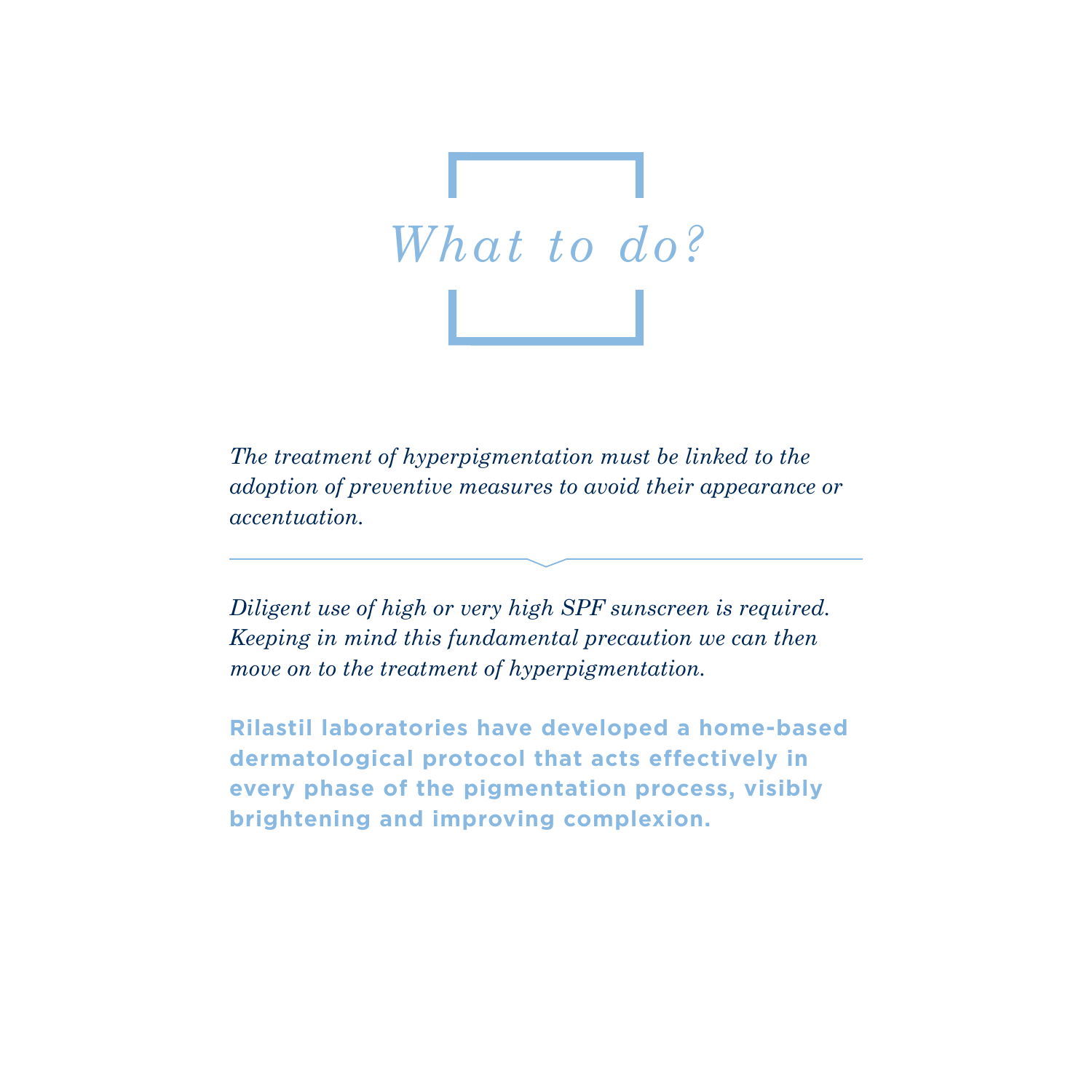# *What to do?*

*The treatment of hyperpigmentation must be linked to the adoption of preventive measures to avoid their appearance or accentuation.*

---

*Diligent use of high or very high SPF sunscreen is required. Keeping in mind this fundamental precaution we can then move on to the treatment of hyperpigmentation.*

**Rilastil laboratories have developed a home-based dermatological protocol that acts effectively in every phase of the pigmentation process, visibly brightening and improving complexion.**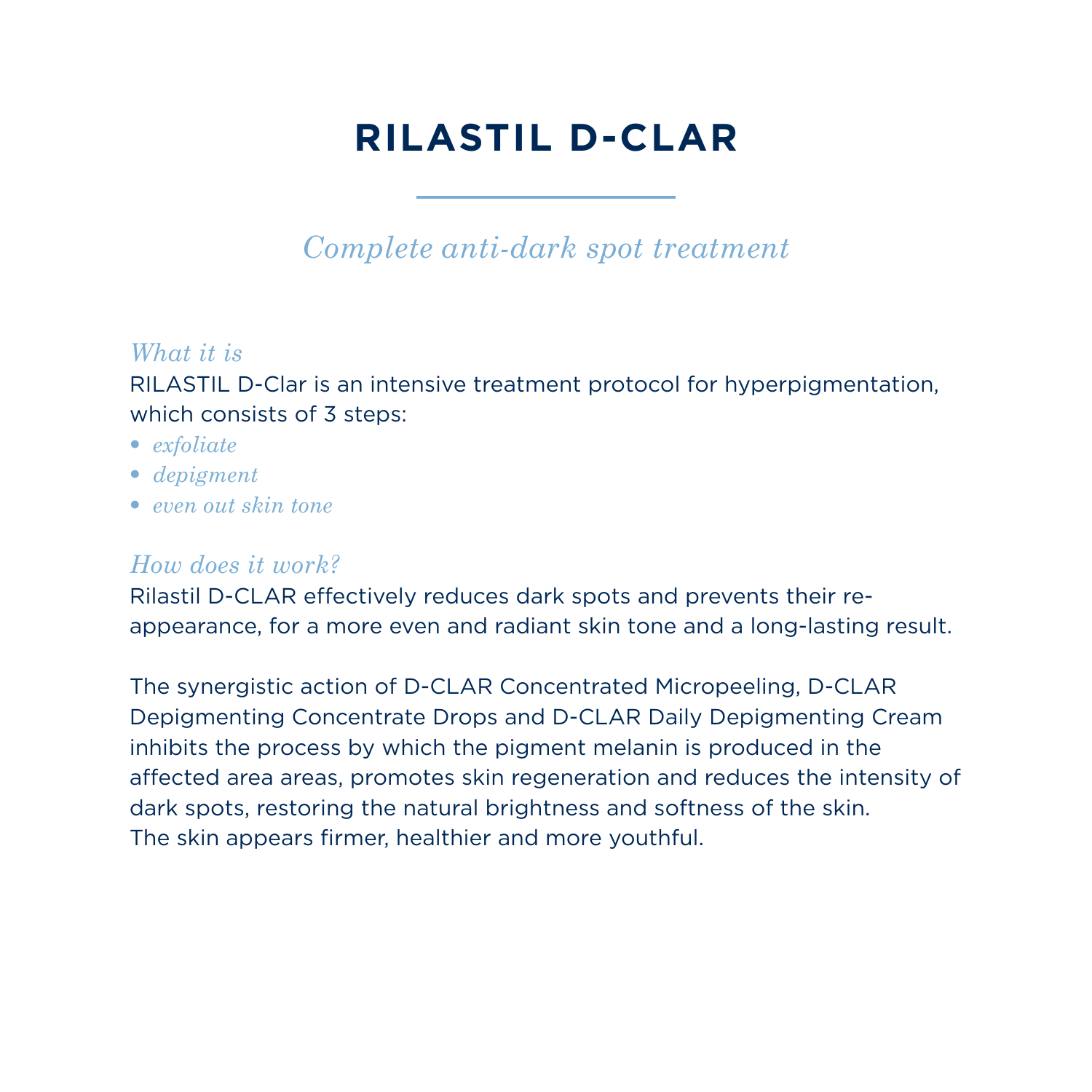# RILASTIL D-CLAR

*Complete anti-dark spot treatment*

*What it is*

RILASTIL D-Clar is an intensive treatment protocol for hyperpigmentation, which consists of 3 steps:

- *exfoliate*
- *depigment*
- *even out skin tone*

*How does it work?*

Rilastil D-CLAR effectively reduces dark spots and prevents their re-appearance, for a more even and radiant skin tone and a long-lasting result.

The synergistic action of D-CLAR Concentrated Micropeeling, D-CLAR Depigmenting Concentrate Drops and D-CLAR Daily Depigmenting Cream inhibits the process by which the pigment melanin is produced in the affected area areas, promotes skin regeneration and reduces the intensity of dark spots, restoring the natural brightness and softness of the skin.
The skin appears firmer, healthier and more youthful.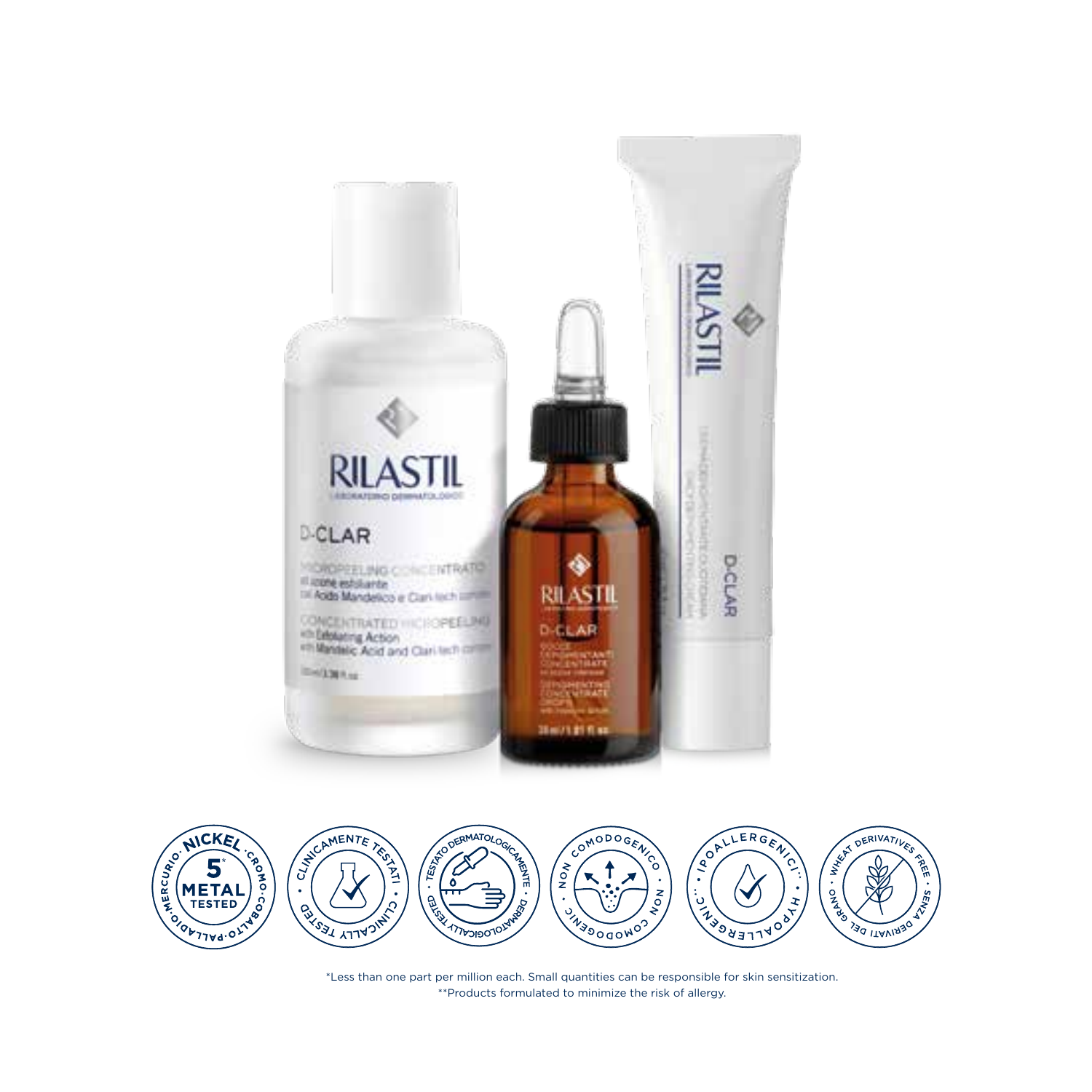*Less than one part per million each. Small quantities can be responsible for skin sensitization.
**Products formulated to minimize the risk of allergy.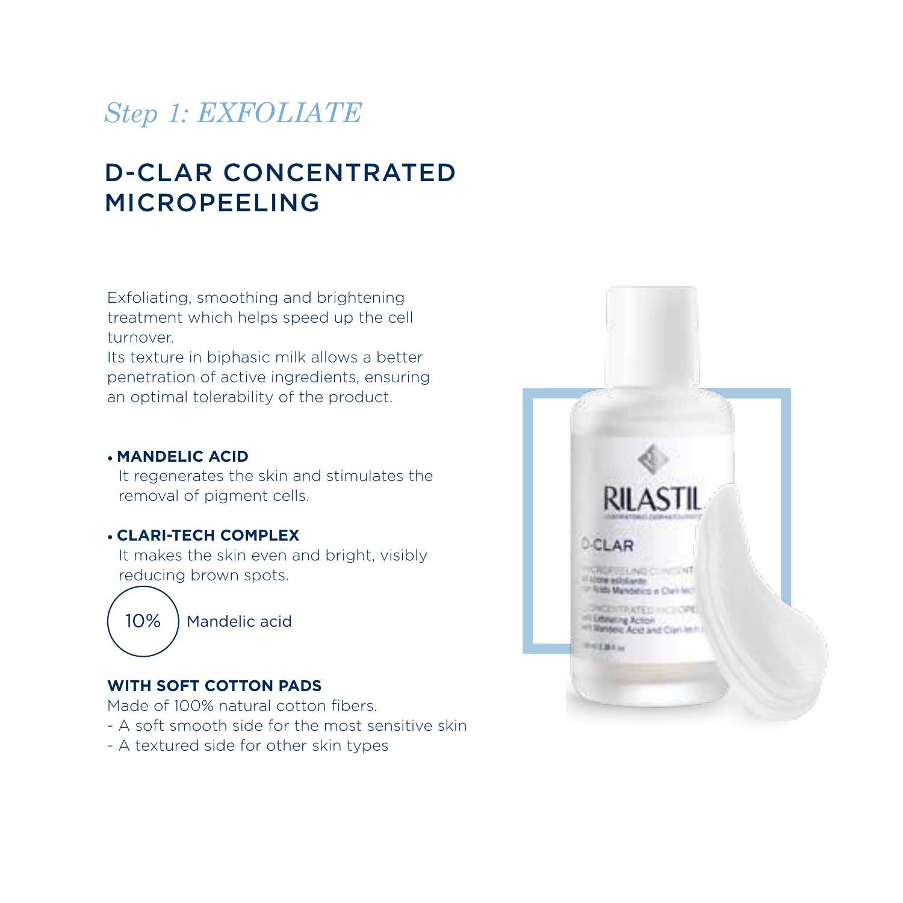*Step 1: EXFOLIATE*

# D-CLAR CONCENTRATED MICROPEELING

Exfoliating, smoothing and brightening treatment which helps speed up the cell turnover.
Its texture in biphasic milk allows a better penetration of active ingredients, ensuring an optimal tolerability of the product.

- **MANDELIC ACID**
  It regenerates the skin and stimulates the removal of pigment cells.
- **CLARI-TECH COMPLEX**
  It makes the skin even and bright, visibly reducing brown spots.

10% Mandelic acid

**WITH SOFT COTTON PADS**

Made of 100% natural cotton fibers.
- A soft smooth side for the most sensitive skin
- A textured side for other skin types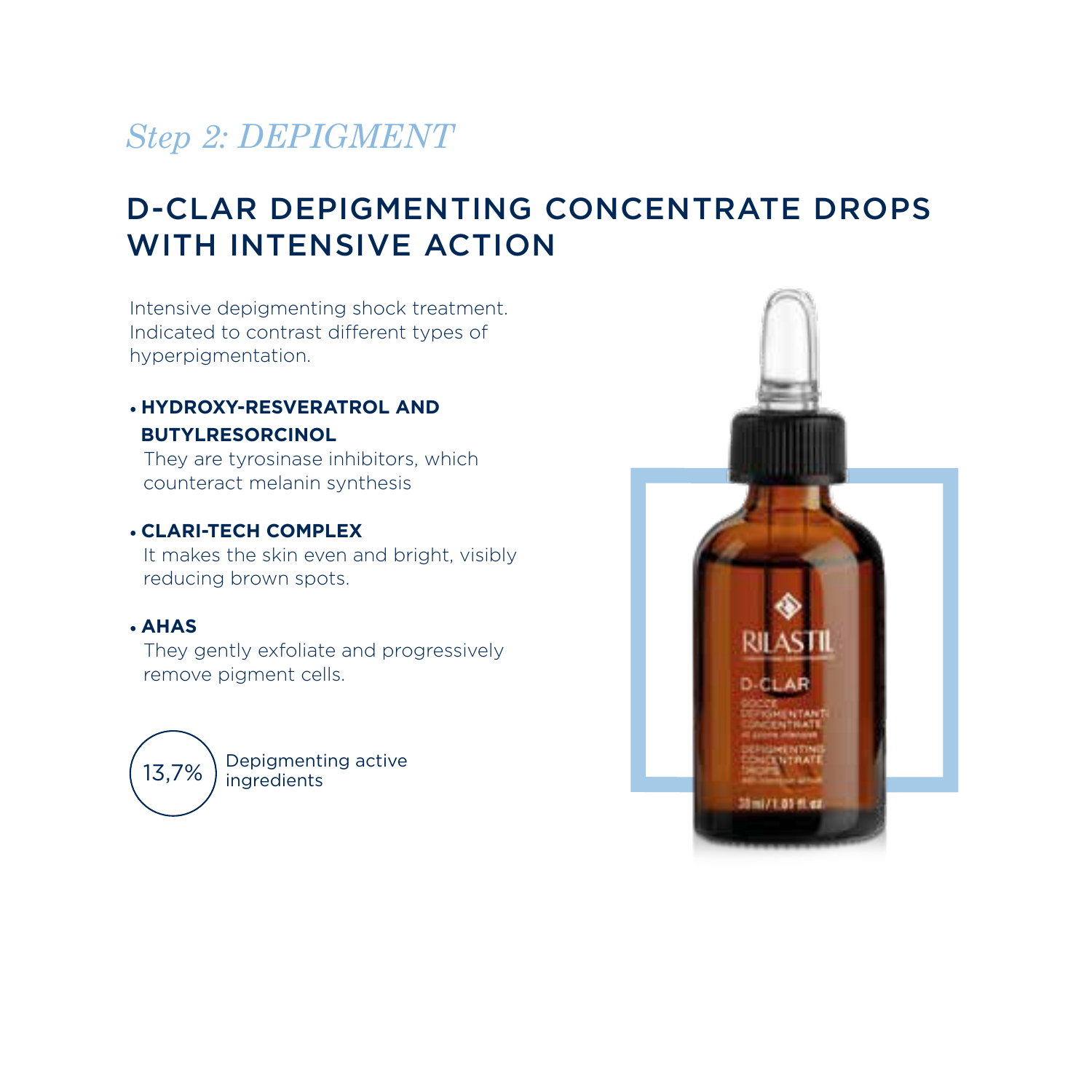*Step 2: DEPIGMENT*

## D-CLAR DEPIGMENTING CONCENTRATE DROPS WITH INTENSIVE ACTION

Intensive depigmenting shock treatment. Indicated to contrast different types of hyperpigmentation.

- **HYDROXY-RESVERATROL AND BUTYLRESORCINOL**
  They are tyrosinase inhibitors, which counteract melanin synthesis

- **CLARI-TECH COMPLEX**
  It makes the skin even and bright, visibly reducing brown spots.

- **AHAS**
  They gently exfoliate and progressively remove pigment cells.

13,7% Depigmenting active ingredients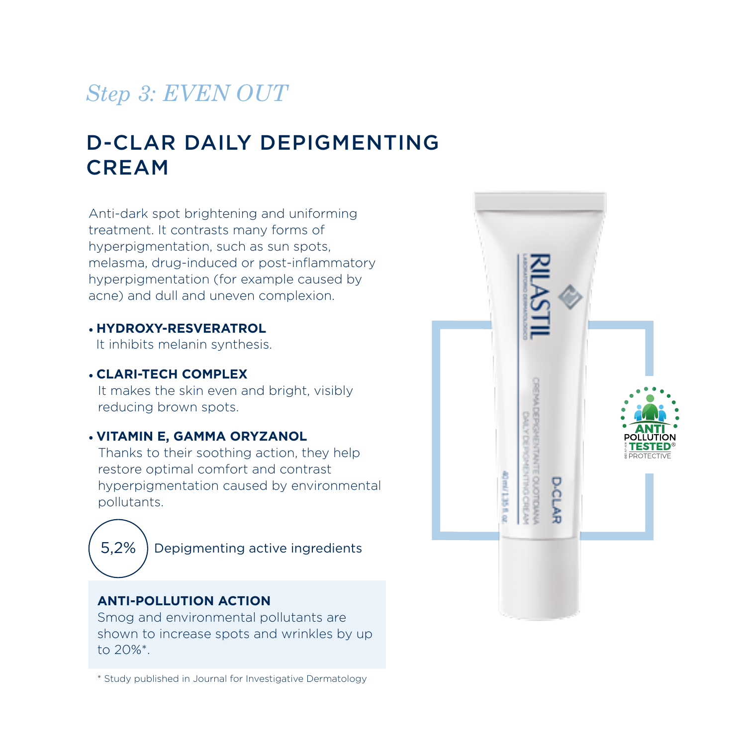*Step 3: EVEN OUT*

# D-CLAR DAILY DEPIGMENTING CREAM

Anti-dark spot brightening and uniforming treatment. It contrasts many forms of hyperpigmentation, such as sun spots, melasma, drug-induced or post-inflammatory hyperpigmentation (for example caused by acne) and dull and uneven complexion.

- **HYDROXY-RESVERATROL**
  It inhibits melanin synthesis.
- **CLARI-TECH COMPLEX**
  It makes the skin even and bright, visibly reducing brown spots.
- **VITAMIN E, GAMMA ORYZANOL**
  Thanks to their soothing action, they help restore optimal comfort and contrast hyperpigmentation caused by environmental pollutants.

5,2% Depigmenting active ingredients

**ANTI-POLLUTION ACTION**

Smog and environmental pollutants are shown to increase spots and wrinkles by up to 20%*.

\* Study published in Journal for Investigative Dermatology

ANTI POLLUTION TESTED® PROTECTIVE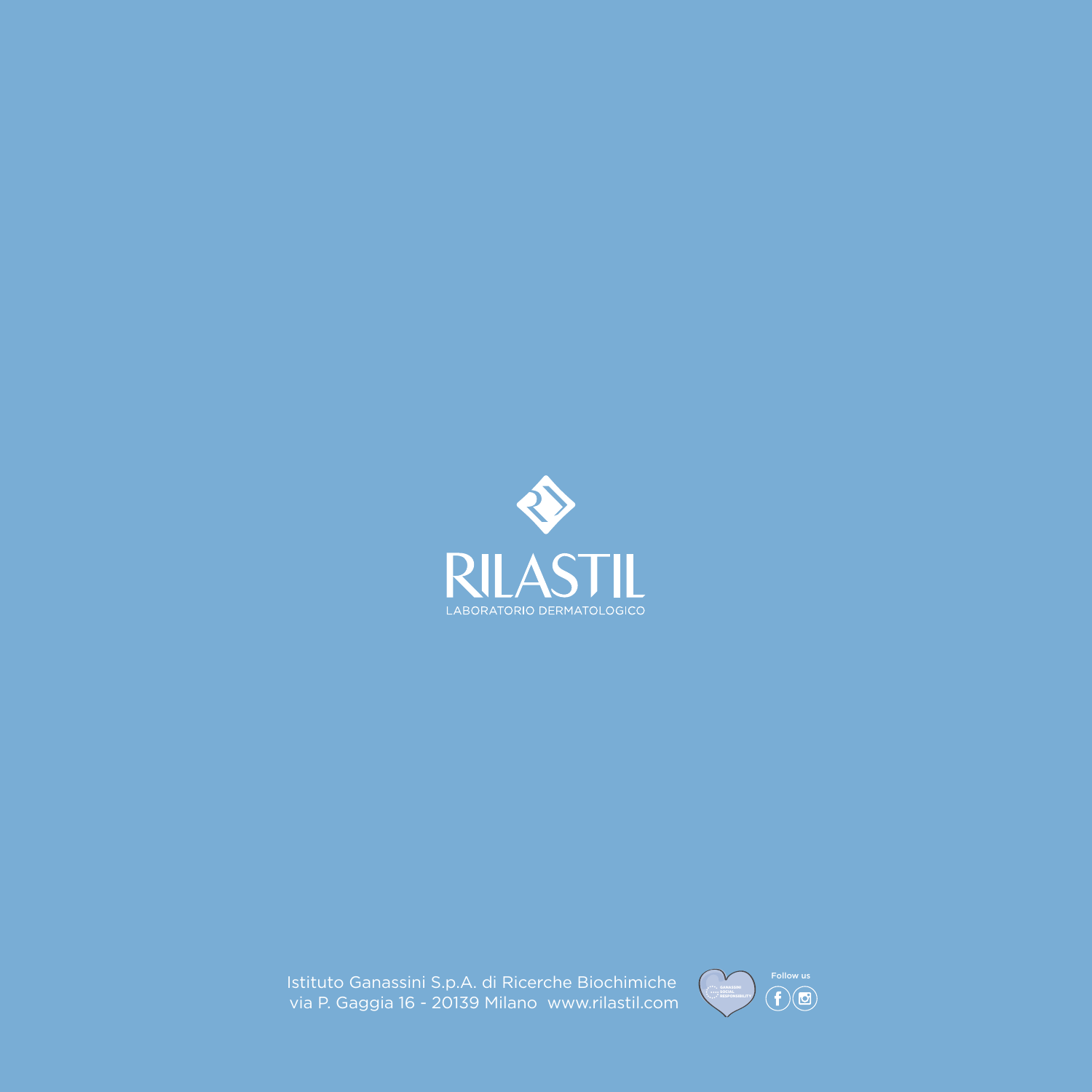RILASTIL

LABORATORIO DERMATOLOGICO

Istituto Ganassini S.p.A. di Ricerche Biochimiche
via P. Gaggia 16 - 20139 Milano www.rilastil.com

GANASSINI SOCIAL RESPONSIBILITY

Follow us